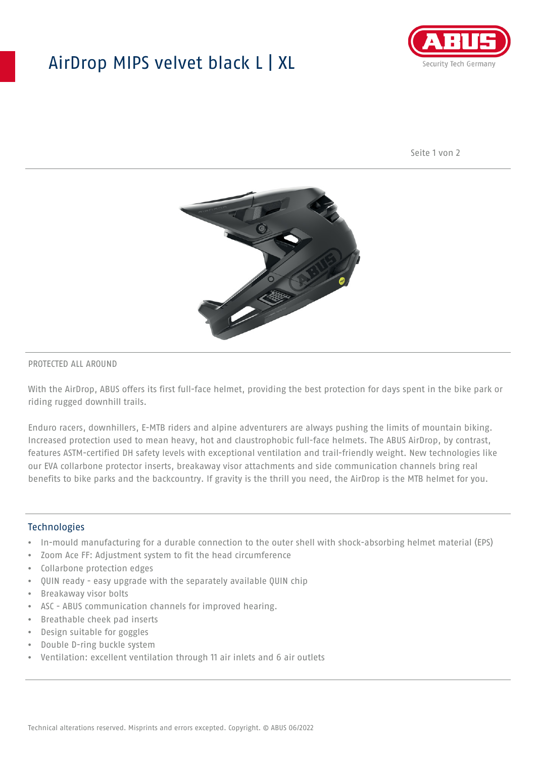# AirDrop MIPS velvet black L | XL

PROTECTED ALL AROUND

With the AirDrop, ABUS offers its first full-face helmet, providing the best protection for days spent in the bike park or riding rugged downhill trails.

Enduro racers, downhillers, E-MTB riders and alpine adventurers are always pushing the limits of mountain biking. Increased protection used to mean heavy, hot and claustrophobic full-face helmets. The ABUS AirDrop, by contrast, features ASTM-certified DH safety levels with exceptional ventilation and trail-friendly weight. New technologies like our EVA collarbone protector inserts, breakaway visor attachments and side communication channels bring real benefits to bike parks and the backcountry. If gravity is the thrill you need, the AirDrop is the MTB helmet for you.

## Technologies

- In-mould manufacturing for a durable connection to the outer shell with shock-absorbing helmet material (EPS)
- Zoom Ace FF: Adjustment system to fit the head circumference
- Collarbone protection edges
- QUIN ready - easy upgrade with the separately available QUIN chip
- Breakaway visor bolts
- ASC - ABUS communication channels for improved hearing.
- Breathable cheek pad inserts
- Design suitable for goggles
- Double D-ring buckle system
- Ventilation: excellent ventilation through 11 air inlets and 6 air outlets

Technical alterations reserved. Misprints and errors excepted. Copyright. © ABUS 06/2022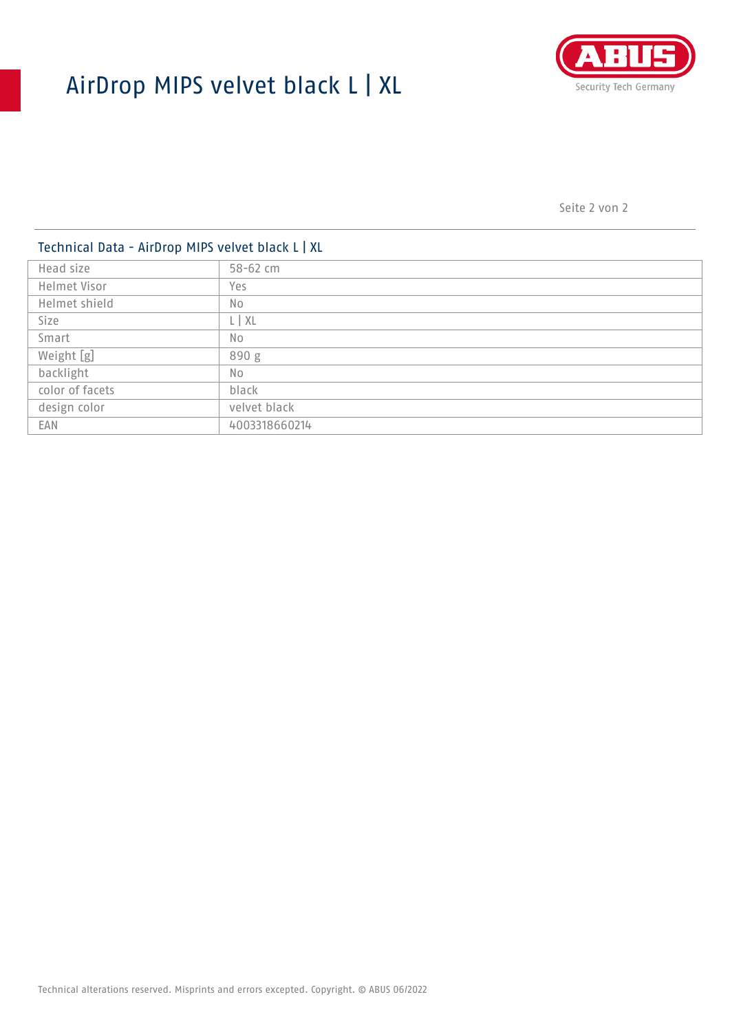# AirDrop MIPS velvet black L | XL

## Technical Data - AirDrop MIPS velvet black L | XL

| | |
|---|---|
| Head size | 58-62 cm |
| Helmet Visor | Yes |
| Helmet shield | No |
| Size | L \| XL |
| Smart | No |
| Weight [g] | 890 g |
| backlight | No |
| color of facets | black |
| design color | velvet black |
| EAN | 4003318660214 |

Technical alterations reserved. Misprints and errors excepted. Copyright. © ABUS 06/2022